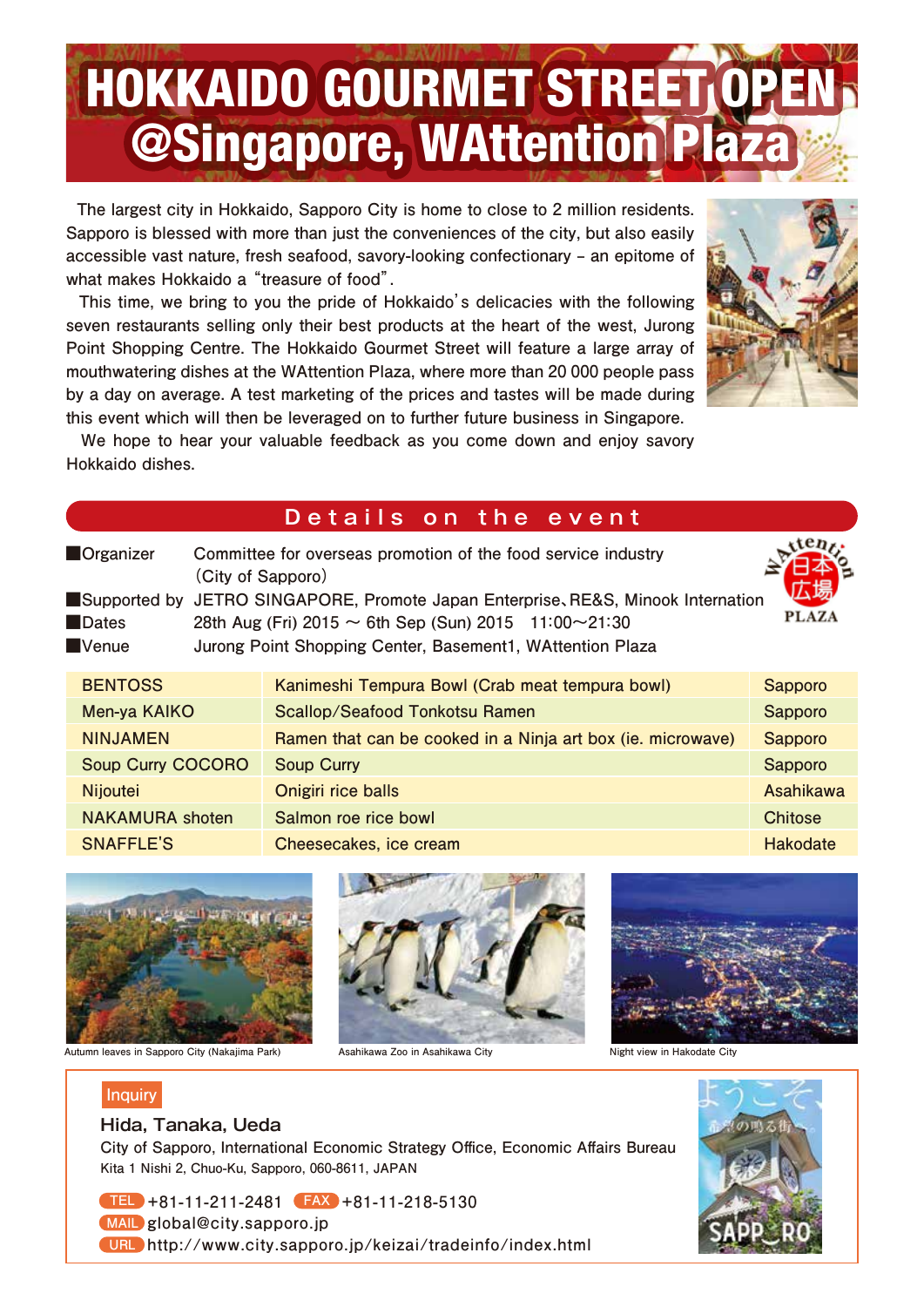# HOKKAIDO GOURMET STREET OPEN @Singapore, WAttention Plaza

The largest city in Hokkaido, Sapporo City is home to close to 2 million residents. Sapporo is blessed with more than just the conveniences of the city, but also easily accessible vast nature, fresh seafood, savory-looking confectionary – an epitome of what makes Hokkaido a "treasure of food".

This time, we bring to you the pride of Hokkaido's delicacies with the following seven restaurants selling only their best products at the heart of the west, Jurong Point Shopping Centre. The Hokkaido Gourmet Street will feature a large array of mouthwatering dishes at the WAttention Plaza, where more than 20 000 people pass by a day on average. A test marketing of the prices and tastes will be made during this event which will then be leveraged on to further future business in Singapore.

We hope to hear your valuable feedback as you come down and enjoy savory Hokkaido dishes.

## Details on the event

- **Organizer**: Committee for overseas promotion of the food service industry (City of Sapporo)
- **Supported by**: JETRO SINGAPORE, Promote Japan Enterprise、RE&S, Minook Internation
- **Dates**: 28th Aug (Fri) 2015 ～ 6th Sep (Sun) 2015 11:00～21:30
- **Venue**: Jurong Point Shopping Center, Basement1, WAttention Plaza

WAttention 日本広場 PLAZA

| | | |
|---|---|---|
| BENTOSS | Kanimeshi Tempura Bowl (Crab meat tempura bowl) | Sapporo |
| Men-ya KAIKO | Scallop/Seafood Tonkotsu Ramen | Sapporo |
| NINJAMEN | Ramen that can be cooked in a Ninja art box (ie. microwave) | Sapporo |
| Soup Curry COCORO | Soup Curry | Sapporo |
| Nijoutei | Onigiri rice balls | Asahikawa |
| NAKAMURA shoten | Salmon roe rice bowl | Chitose |
| SNAFFLE'S | Cheesecakes, ice cream | Hakodate |

Autumn leaves in Sapporo City (Nakajima Park)

Asahikawa Zoo in Asahikawa City

Night view in Hakodate City

**Inquiry**

**Hida, Tanaka, Ueda**

City of Sapporo, International Economic Strategy Office, Economic Affairs Bureau
Kita 1 Nishi 2, Chuo-Ku, Sapporo, 060-8611, JAPAN

TEL +81-11-211-2481 FAX +81-11-218-5130
MAIL global@city.sapporo.jp
URL http://www.city.sapporo.jp/keizai/tradeinfo/index.html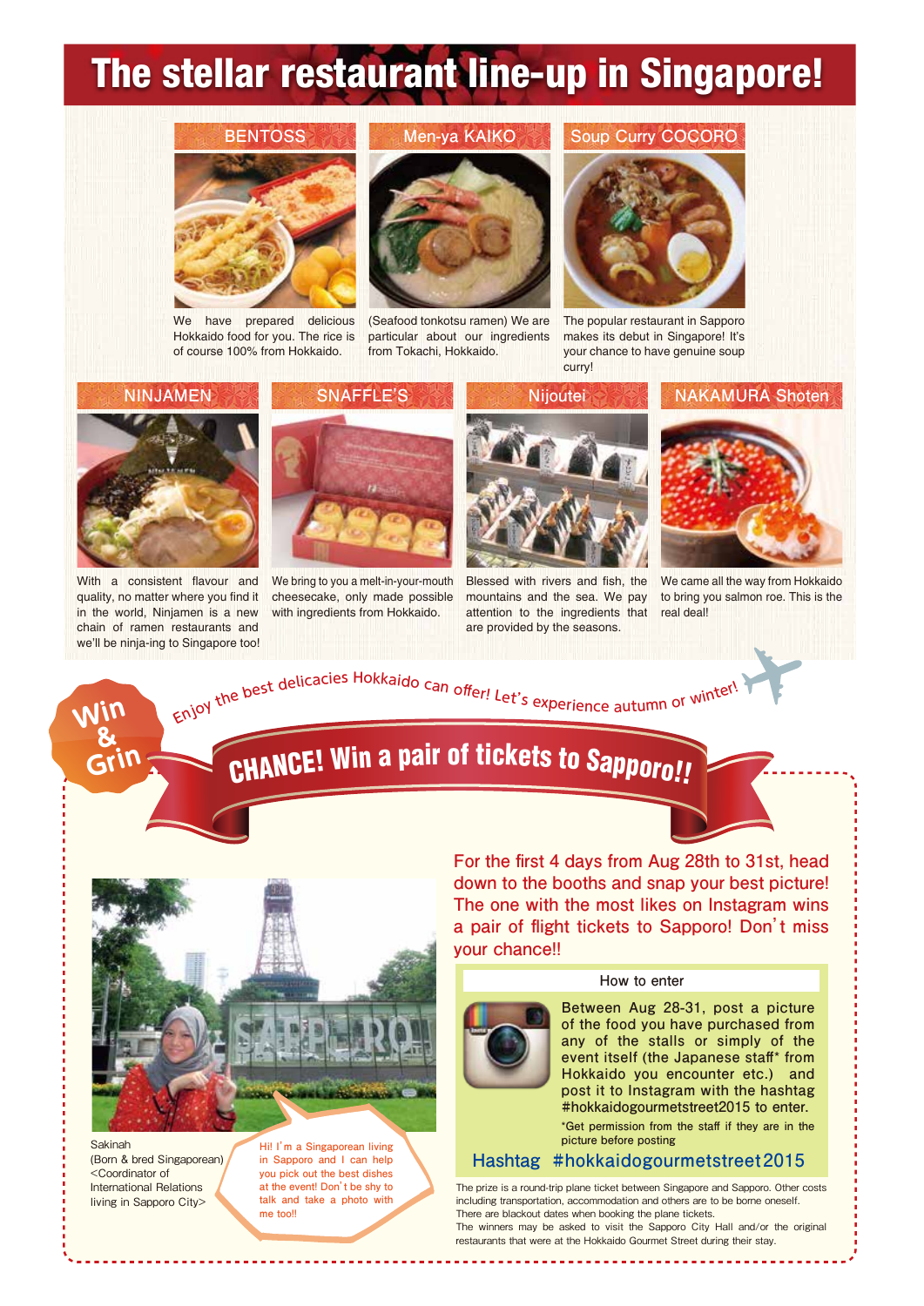# The stellar restaurant line-up in Singapore!

### BENTOSS

We have prepared delicious Hokkaido food for you. The rice is of course 100% from Hokkaido.

### Men-ya KAIKO

(Seafood tonkotsu ramen) We are particular about our ingredients from Tokachi, Hokkaido.

### Soup Curry COCORO

The popular restaurant in Sapporo makes its debut in Singapore! It's your chance to have genuine soup curry!

### NINJAMEN

With a consistent flavour and quality, no matter where you find it in the world, Ninjamen is a new chain of ramen restaurants and we'll be ninja-ing to Singapore too!

### SNAFFLE'S

We bring to you a melt-in-your-mouth cheesecake, only made possible with ingredients from Hokkaido.

### Nijoutei

Blessed with rivers and fish, the mountains and the sea. We pay attention to the ingredients that are provided by the seasons.

### NAKAMURA Shoten

We came all the way from Hokkaido to bring you salmon roe. This is the real deal!

Enjoy the best delicacies Hokkaido can offer! Let's experience autumn or winter!

Win & Grin

## CHANCE! Win a pair of tickets to Sapporo!!

For the first 4 days from Aug 28th to 31st, head down to the booths and snap your best picture! The one with the most likes on Instagram wins a pair of flight tickets to Sapporo! Don't miss your chance!!

**How to enter**

Between Aug 28-31, post a picture of the food you have purchased from any of the stalls or simply of the event itself (the Japanese staff* from Hokkaido you encounter etc.) and post it to Instagram with the hashtag #hokkaidogourmetstreet2015 to enter.

*Get permission from the staff if they are in the picture before posting

Hashtag #hokkaidogourmetstreet2015

The prize is a round-trip plane ticket between Singapore and Sapporo. Other costs including transportation, accommodation and others are to be borne oneself. There are blackout dates when booking the plane tickets.
The winners may be asked to visit the Sapporo City Hall and/or the original restaurants that were at the Hokkaido Gourmet Street during their stay.

Sakinah
(Born & bred Singaporean)
<Coordinator of International Relations living in Sapporo City>

Hi! I'm a Singaporean living in Sapporo and I can help you pick out the best dishes at the event! Don't be shy to talk and take a photo with me too!!